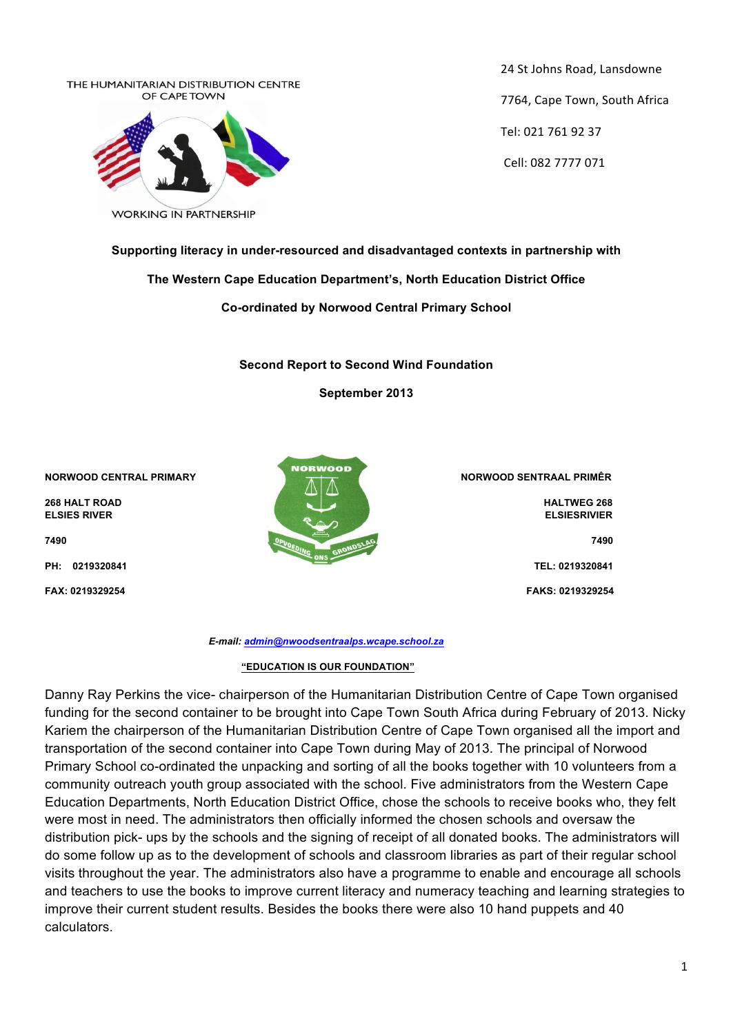THE HUMANITARIAN DISTRIBUTION CENTRE OF CAPE TOWN

WORKING IN PARTNERSHIP

24 St Johns Road, Lansdowne

7764, Cape Town, South Africa

Tel: 021 761 92 37

Cell: 082 7777 071

**Supporting literacy in under-resourced and disadvantaged contexts in partnership with**

**The Western Cape Education Department's, North Education District Office**

**Co-ordinated by Norwood Central Primary School**

**Second Report to Second Wind Foundation**

**September 2013**

**NORWOOD CENTRAL PRIMARY**

**268 HALT ROAD**
**ELSIES RIVER**

**7490**

**PH: 0219320841**

**FAX: 0219329254**

NORWOOD

OPVOEDING ONS GRONDSLAG

**NORWOOD SENTRAAL PRIMÊR**

**HALTWEG 268**
**ELSIESRIVIER**

**7490**

**TEL: 0219320841**

**FAKS: 0219329254**

***E-mail: admin@nwoodsentraalps.wcape.school.za***

**"EDUCATION IS OUR FOUNDATION"**

Danny Ray Perkins the vice- chairperson of the Humanitarian Distribution Centre of Cape Town organised funding for the second container to be brought into Cape Town South Africa during February of 2013. Nicky Kariem the chairperson of the Humanitarian Distribution Centre of Cape Town organised all the import and transportation of the second container into Cape Town during May of 2013. The principal of Norwood Primary School co-ordinated the unpacking and sorting of all the books together with 10 volunteers from a community outreach youth group associated with the school. Five administrators from the Western Cape Education Departments, North Education District Office, chose the schools to receive books who, they felt were most in need. The administrators then officially informed the chosen schools and oversaw the distribution pick- ups by the schools and the signing of receipt of all donated books. The administrators will do some follow up as to the development of schools and classroom libraries as part of their regular school visits throughout the year. The administrators also have a programme to enable and encourage all schools and teachers to use the books to improve current literacy and numeracy teaching and learning strategies to improve their current student results. Besides the books there were also 10 hand puppets and 40 calculators.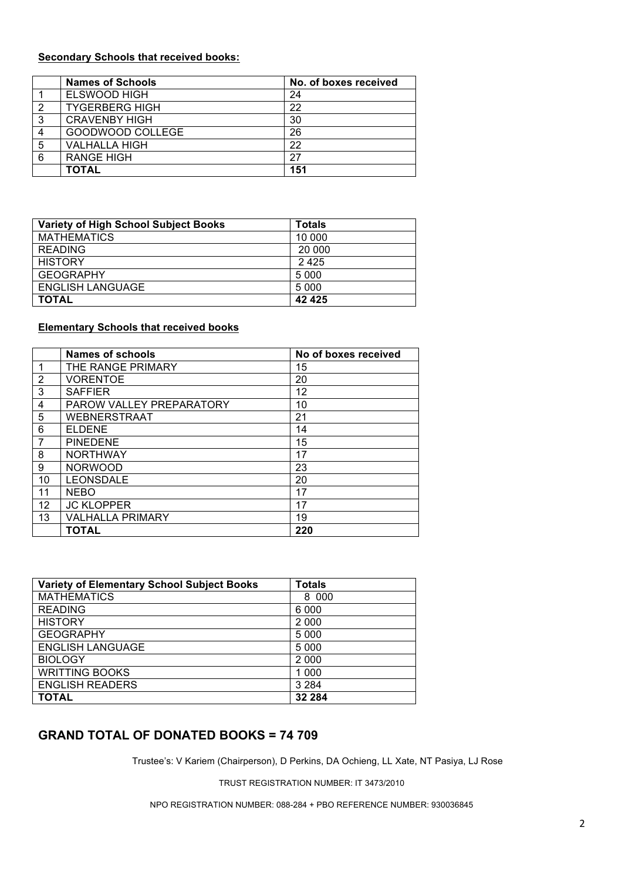**Secondary Schools that received books:**

| | Names of Schools | No. of boxes received |
|---|---|---|
| 1 | ELSWOOD HIGH | 24 |
| 2 | TYGERBERG HIGH | 22 |
| 3 | CRAVENBY HIGH | 30 |
| 4 | GOODWOOD COLLEGE | 26 |
| 5 | VALHALLA HIGH | 22 |
| 6 | RANGE HIGH | 27 |
| | **TOTAL** | **151** |

| Variety of High School Subject Books | Totals |
|---|---|
| MATHEMATICS | 10 000 |
| READING | 20 000 |
| HISTORY | 2 425 |
| GEOGRAPHY | 5 000 |
| ENGLISH LANGUAGE | 5 000 |
| **TOTAL** | **42 425** |

**Elementary Schools that received books**

| | Names of schools | No of boxes received |
|---|---|---|
| 1 | THE RANGE PRIMARY | 15 |
| 2 | VORENTOE | 20 |
| 3 | SAFFIER | 12 |
| 4 | PAROW VALLEY PREPARATORY | 10 |
| 5 | WEBNERSTRAAT | 21 |
| 6 | ELDENE | 14 |
| 7 | PINEDENE | 15 |
| 8 | NORTHWAY | 17 |
| 9 | NORWOOD | 23 |
| 10 | LEONSDALE | 20 |
| 11 | NEBO | 17 |
| 12 | JC KLOPPER | 17 |
| 13 | VALHALLA PRIMARY | 19 |
| | **TOTAL** | **220** |

| Variety of Elementary School Subject Books | Totals |
|---|---|
| MATHEMATICS | 8 000 |
| READING | 6 000 |
| HISTORY | 2 000 |
| GEOGRAPHY | 5 000 |
| ENGLISH LANGUAGE | 5 000 |
| BIOLOGY | 2 000 |
| WRITTING BOOKS | 1 000 |
| ENGLISH READERS | 3 284 |
| **TOTAL** | **32 284** |

## GRAND TOTAL OF DONATED BOOKS = 74 709

Trustee's: V Kariem (Chairperson), D Perkins, DA Ochieng, LL Xate, NT Pasiya, LJ Rose

TRUST REGISTRATION NUMBER: IT 3473/2010

NPO REGISTRATION NUMBER: 088-284 + PBO REFERENCE NUMBER: 930036845